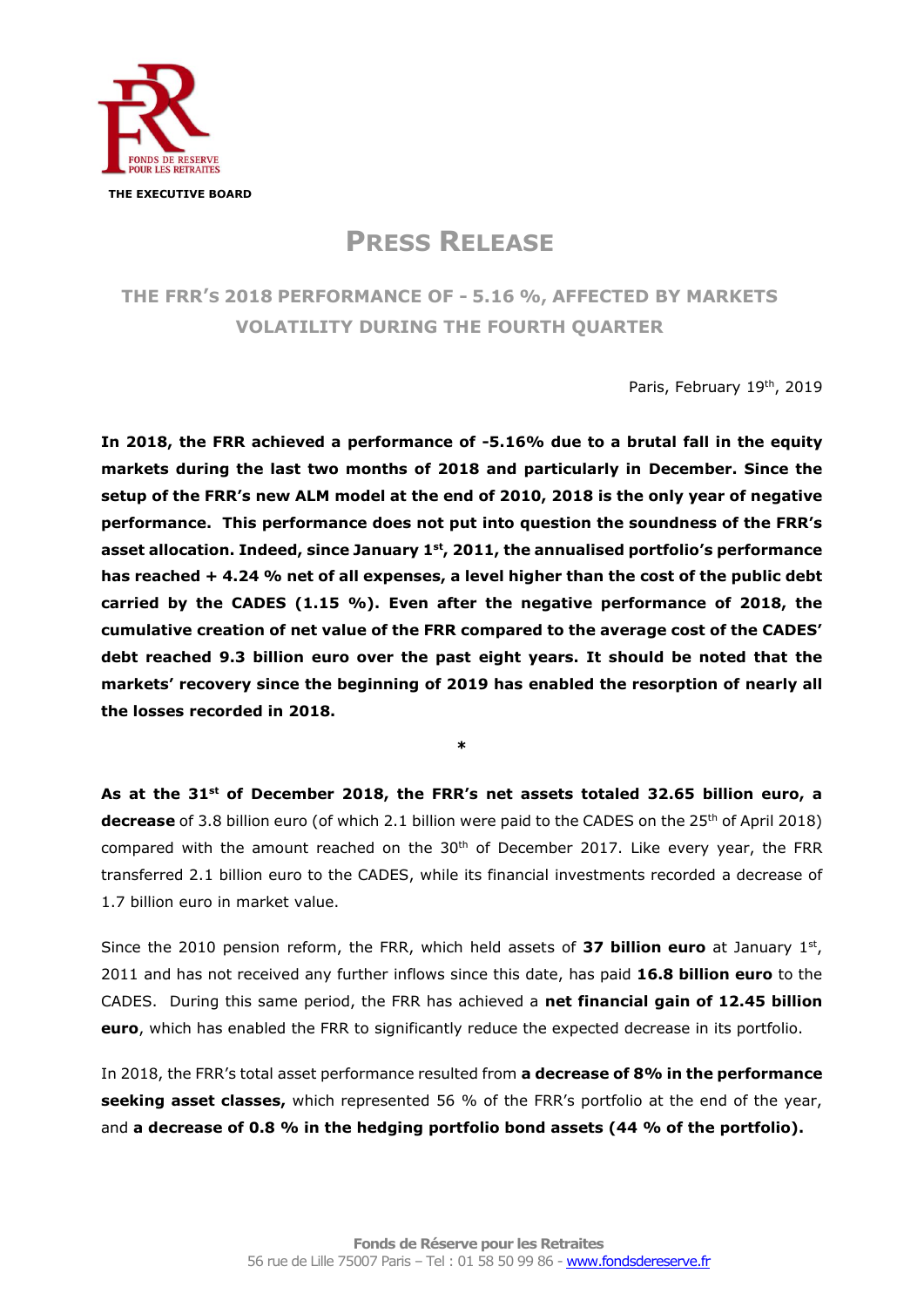THE EXECUTIVE BOARD

# PRESS RELEASE

## THE FRR'S 2018 PERFORMANCE OF - 5.16 %, AFFECTED BY MARKETS VOLATILITY DURING THE FOURTH QUARTER

Paris, February 19th, 2019

**In 2018, the FRR achieved a performance of -5.16% due to a brutal fall in the equity markets during the last two months of 2018 and particularly in December. Since the setup of the FRR's new ALM model at the end of 2010, 2018 is the only year of negative performance. This performance does not put into question the soundness of the FRR's asset allocation. Indeed, since January 1st, 2011, the annualised portfolio's performance has reached + 4.24 % net of all expenses, a level higher than the cost of the public debt carried by the CADES (1.15 %). Even after the negative performance of 2018, the cumulative creation of net value of the FRR compared to the average cost of the CADES' debt reached 9.3 billion euro over the past eight years. It should be noted that the markets' recovery since the beginning of 2019 has enabled the resorption of nearly all the losses recorded in 2018.**

*

**As at the 31st of December 2018, the FRR's net assets totaled 32.65 billion euro, a decrease** of 3.8 billion euro (of which 2.1 billion were paid to the CADES on the 25th of April 2018) compared with the amount reached on the 30th of December 2017. Like every year, the FRR transferred 2.1 billion euro to the CADES, while its financial investments recorded a decrease of 1.7 billion euro in market value.

Since the 2010 pension reform, the FRR, which held assets of **37 billion euro** at January 1st, 2011 and has not received any further inflows since this date, has paid **16.8 billion euro** to the CADES. During this same period, the FRR has achieved a **net financial gain of 12.45 billion euro**, which has enabled the FRR to significantly reduce the expected decrease in its portfolio.

In 2018, the FRR's total asset performance resulted from **a decrease of 8% in the performance seeking asset classes,** which represented 56 % of the FRR's portfolio at the end of the year, and **a decrease of 0.8 % in the hedging portfolio bond assets (44 % of the portfolio).**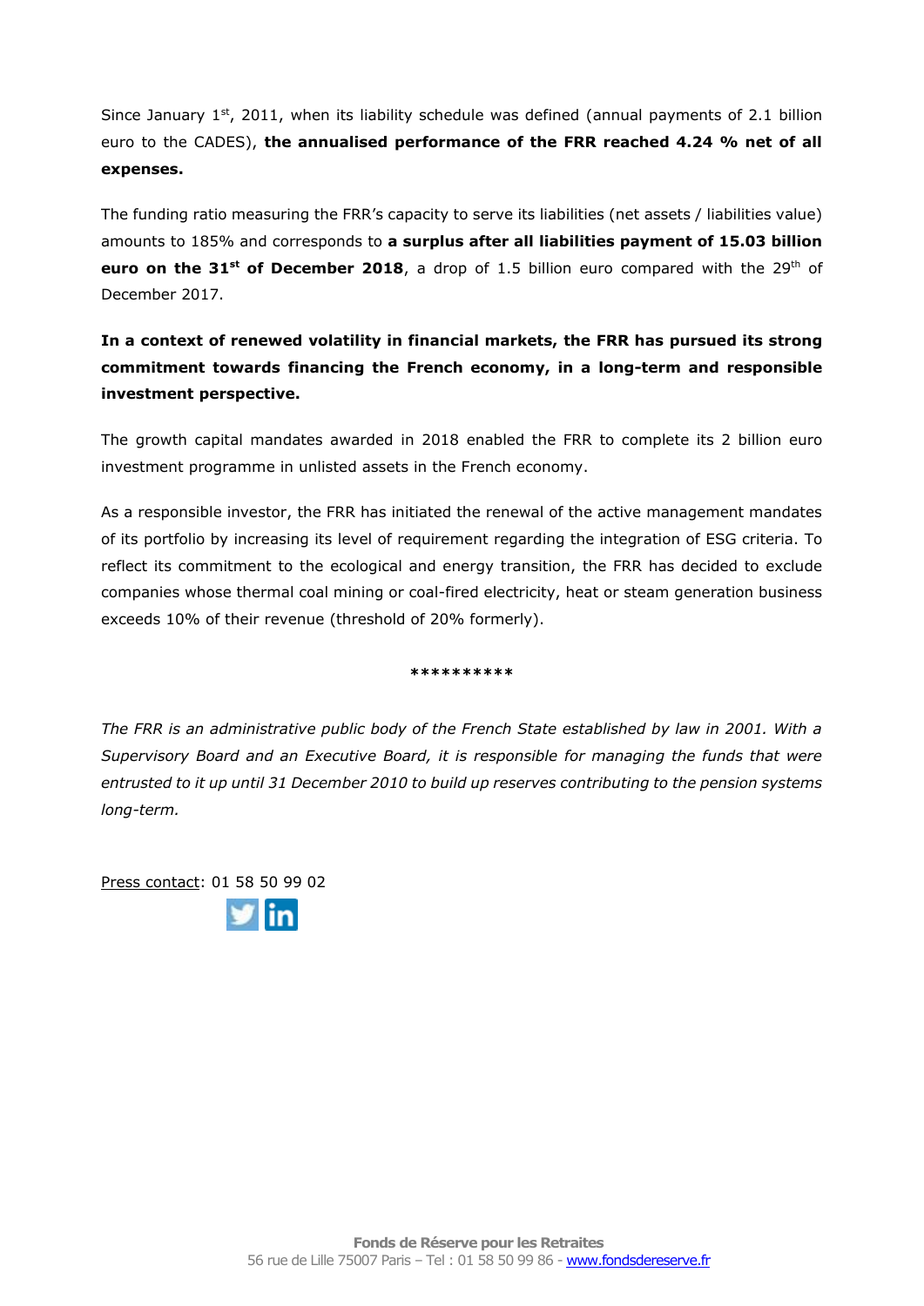Since January 1st, 2011, when its liability schedule was defined (annual payments of 2.1 billion euro to the CADES), **the annualised performance of the FRR reached 4.24 % net of all expenses.**

The funding ratio measuring the FRR's capacity to serve its liabilities (net assets / liabilities value) amounts to 185% and corresponds to **a surplus after all liabilities payment of 15.03 billion euro on the 31st of December 2018**, a drop of 1.5 billion euro compared with the 29th of December 2017.

**In a context of renewed volatility in financial markets, the FRR has pursued its strong commitment towards financing the French economy, in a long-term and responsible investment perspective.**

The growth capital mandates awarded in 2018 enabled the FRR to complete its 2 billion euro investment programme in unlisted assets in the French economy.

As a responsible investor, the FRR has initiated the renewal of the active management mandates of its portfolio by increasing its level of requirement regarding the integration of ESG criteria. To reflect its commitment to the ecological and energy transition, the FRR has decided to exclude companies whose thermal coal mining or coal-fired electricity, heat or steam generation business exceeds 10% of their revenue (threshold of 20% formerly).

**********

*The FRR is an administrative public body of the French State established by law in 2001. With a Supervisory Board and an Executive Board, it is responsible for managing the funds that were entrusted to it up until 31 December 2010 to build up reserves contributing to the pension systems long-term.*

Press contact: 01 58 50 99 02

**Fonds de Réserve pour les Retraites**
56 rue de Lille 75007 Paris – Tel : 01 58 50 99 86 - www.fondsdereserve.fr